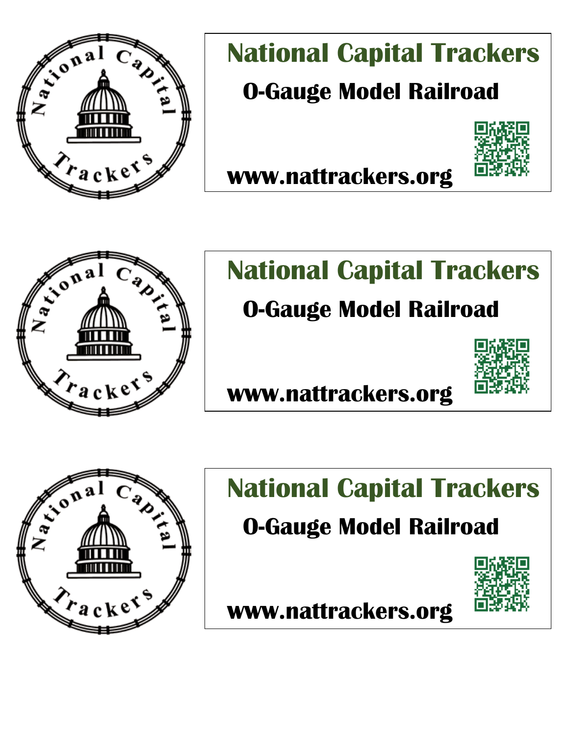National Capital Trackers

# National Capital Trackers

**O-Gauge Model Railroad**

**www.nattrackers.org**

National Capital Trackers

# National Capital Trackers

**O-Gauge Model Railroad**

**www.nattrackers.org**

National Capital Trackers

# National Capital Trackers

**O-Gauge Model Railroad**

**www.nattrackers.org**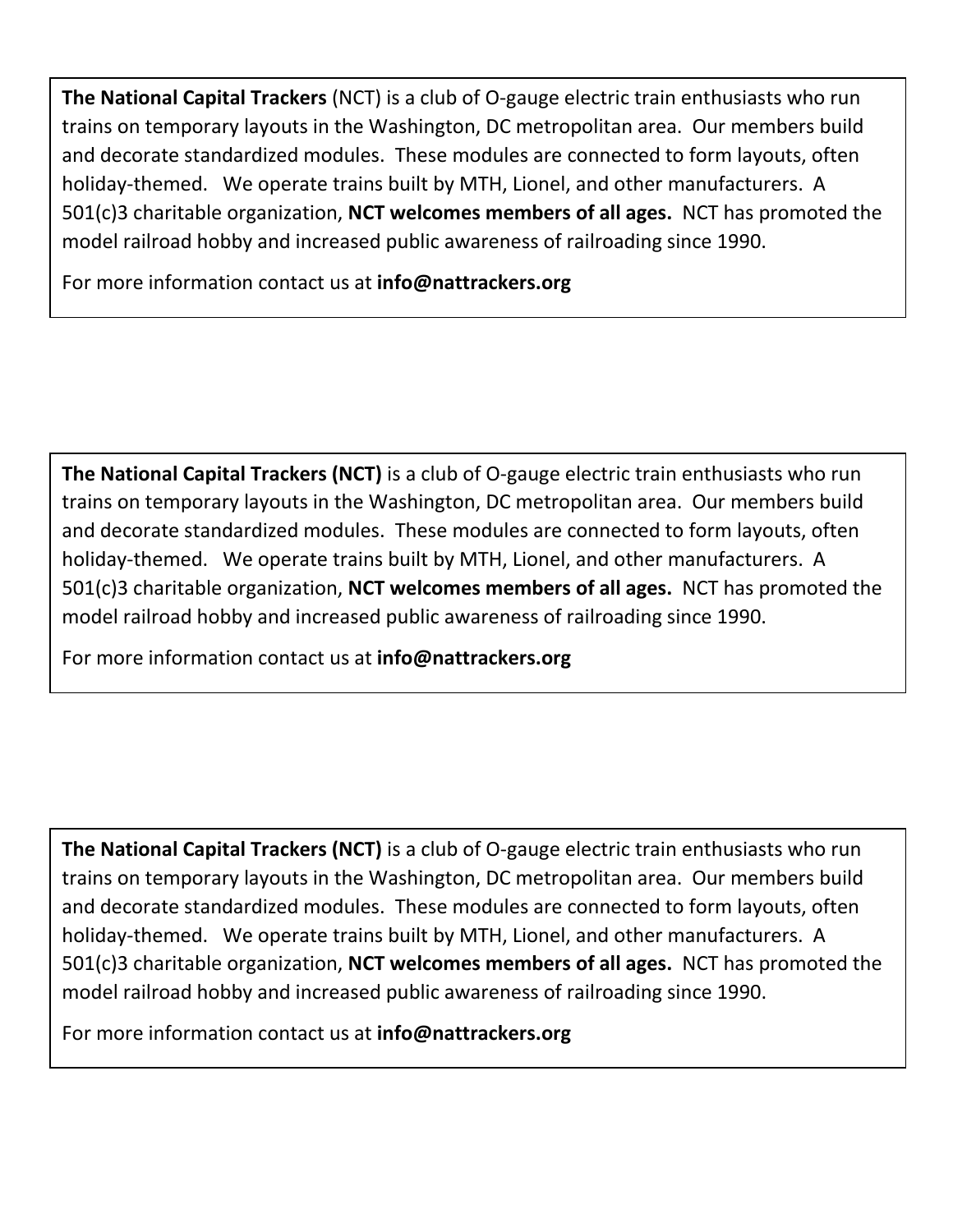**The National Capital Trackers** (NCT) is a club of O-gauge electric train enthusiasts who run trains on temporary layouts in the Washington, DC metropolitan area. Our members build and decorate standardized modules. These modules are connected to form layouts, often holiday-themed. We operate trains built by MTH, Lionel, and other manufacturers. A 501(c)3 charitable organization, **NCT welcomes members of all ages.** NCT has promoted the model railroad hobby and increased public awareness of railroading since 1990.

For more information contact us at **info@nattrackers.org**

**The National Capital Trackers (NCT)** is a club of O-gauge electric train enthusiasts who run trains on temporary layouts in the Washington, DC metropolitan area. Our members build and decorate standardized modules. These modules are connected to form layouts, often holiday-themed. We operate trains built by MTH, Lionel, and other manufacturers. A 501(c)3 charitable organization, **NCT welcomes members of all ages.** NCT has promoted the model railroad hobby and increased public awareness of railroading since 1990.

For more information contact us at **info@nattrackers.org**

**The National Capital Trackers (NCT)** is a club of O-gauge electric train enthusiasts who run trains on temporary layouts in the Washington, DC metropolitan area. Our members build and decorate standardized modules. These modules are connected to form layouts, often holiday-themed. We operate trains built by MTH, Lionel, and other manufacturers. A 501(c)3 charitable organization, **NCT welcomes members of all ages.** NCT has promoted the model railroad hobby and increased public awareness of railroading since 1990.

For more information contact us at **info@nattrackers.org**